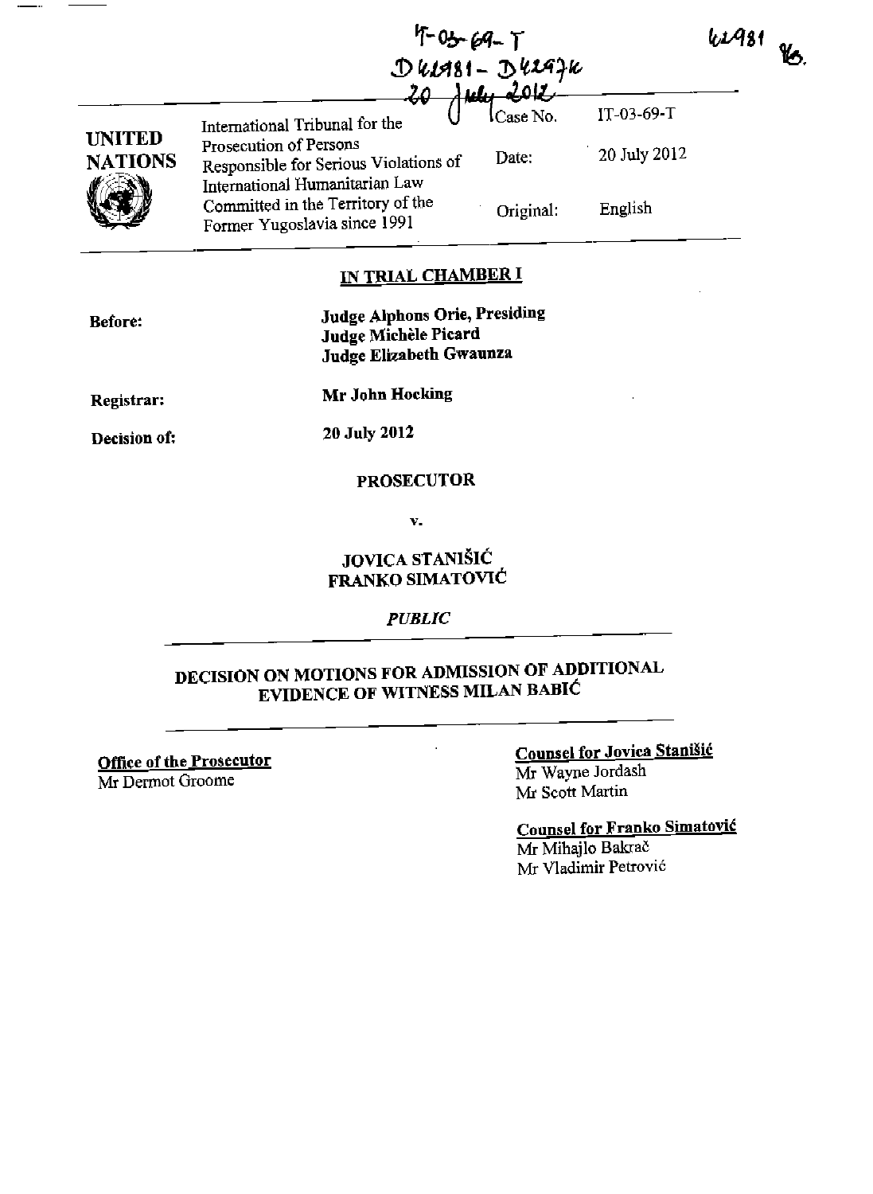IT-03-69-T
D42981 - D42974
20 July 2012

42981 TB.

| UNITED NATIONS | International Tribunal for the Prosecution of Persons Responsible for Serious Violations of International Humanitarian Law Committed in the Territory of the Former Yugoslavia since 1991 | Case No. | IT-03-69-T |
|---|---|---|---|
| | | Date: | 20 July 2012 |
| | | Original: | English |

## IN TRIAL CHAMBER I

**Before:** **Judge Alphons Orie, Presiding**
**Judge Michèle Picard**
**Judge Elizabeth Gwaunza**

**Registrar:** **Mr John Hocking**

**Decision of:** **20 July 2012**

**PROSECUTOR**

**v.**

**JOVICA STANIŠIĆ**
**FRANKO SIMATOVIĆ**

*PUBLIC*

## DECISION ON MOTIONS FOR ADMISSION OF ADDITIONAL EVIDENCE OF WITNESS MILAN BABIĆ

**Office of the Prosecutor**
Mr Dermot Groome

**Counsel for Jovica Stanišić**
Mr Wayne Jordash
Mr Scott Martin

**Counsel for Franko Simatović**
Mr Mihajlo Bakrač
Mr Vladimir Petrović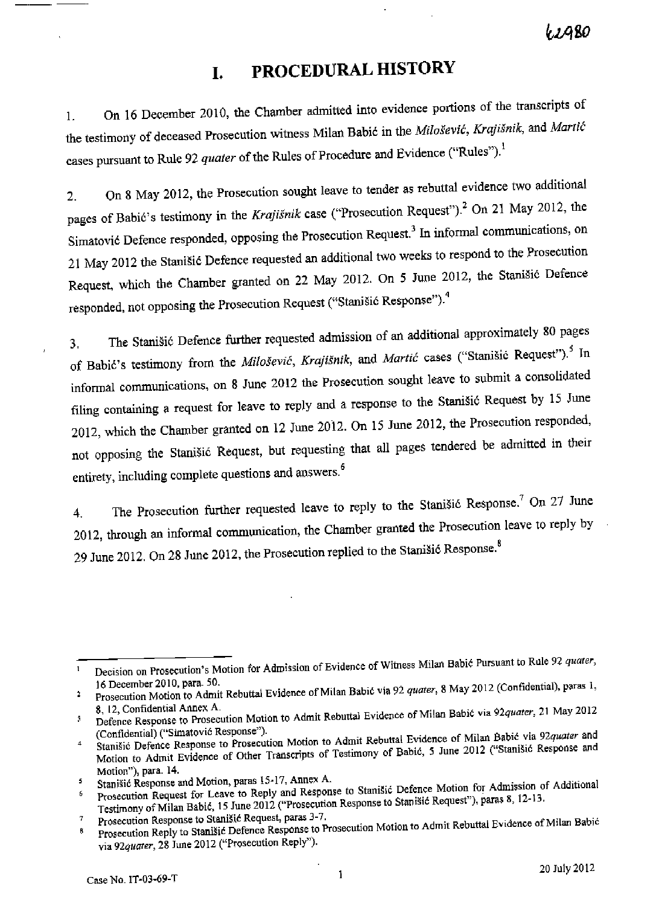# I. PROCEDURAL HISTORY

1. On 16 December 2010, the Chamber admitted into evidence portions of the transcripts of the testimony of deceased Prosecution witness Milan Babić in the *Milošević*, *Krajišnik*, and *Martić* cases pursuant to Rule 92 *quater* of the Rules of Procedure and Evidence ("Rules").[1]

2. On 8 May 2012, the Prosecution sought leave to tender as rebuttal evidence two additional pages of Babić's testimony in the *Krajišnik* case ("Prosecution Request").[2] On 21 May 2012, the Simatović Defence responded, opposing the Prosecution Request.[3] In informal communications, on 21 May 2012 the Stanišić Defence requested an additional two weeks to respond to the Prosecution Request, which the Chamber granted on 22 May 2012. On 5 June 2012, the Stanišić Defence responded, not opposing the Prosecution Request ("Stanišić Response").[4]

3. The Stanišić Defence further requested admission of an additional approximately 80 pages of Babić's testimony from the *Milošević*, *Krajišnik*, and *Martić* cases ("Stanišić Request").[5] In informal communications, on 8 June 2012 the Prosecution sought leave to submit a consolidated filing containing a request for leave to reply and a response to the Stanišić Request by 15 June 2012, which the Chamber granted on 12 June 2012. On 15 June 2012, the Prosecution responded, not opposing the Stanišić Request, but requesting that all pages tendered be admitted in their entirety, including complete questions and answers.[6]

4. The Prosecution further requested leave to reply to the Stanišić Response.[7] On 27 June 2012, through an informal communication, the Chamber granted the Prosecution leave to reply by 29 June 2012. On 28 June 2012, the Prosecution replied to the Stanišić Response.[8]

---

[1] Decision on Prosecution's Motion for Admission of Evidence of Witness Milan Babić Pursuant to Rule 92 *quater*, 16 December 2010, para. 50.

[2] Prosecution Motion to Admit Rebuttal Evidence of Milan Babić via 92 *quater*, 8 May 2012 (Confidential), paras 1, 8, 12, Confidential Annex A.

[3] Defence Response to Prosecution Motion to Admit Rebuttal Evidence of Milan Babić via 92*quater*, 21 May 2012 (Confidential) ("Simatović Response").

[4] Stanišić Defence Response to Prosecution Motion to Admit Rebuttal Evidence of Milan Babić via 92*quater* and Motion to Admit Evidence of Other Transcripts of Testimony of Babić, 5 June 2012 ("Stanišić Response and Motion"), para. 14.

[5] Stanišić Response and Motion, paras 15-17, Annex A.

[6] Prosecution Request for Leave to Reply and Response to Stanišić Defence Motion for Admission of Additional Testimony of Milan Babić, 15 June 2012 ("Prosecution Response to Stanišić Request"), paras 8, 12-13.

[7] Prosecution Response to Stanišić Request, paras 3-7.

[8] Prosecution Reply to Stanišić Defence Response to Prosecution Motion to Admit Rebuttal Evidence of Milan Babić via 92*quater*, 28 June 2012 ("Prosecution Reply").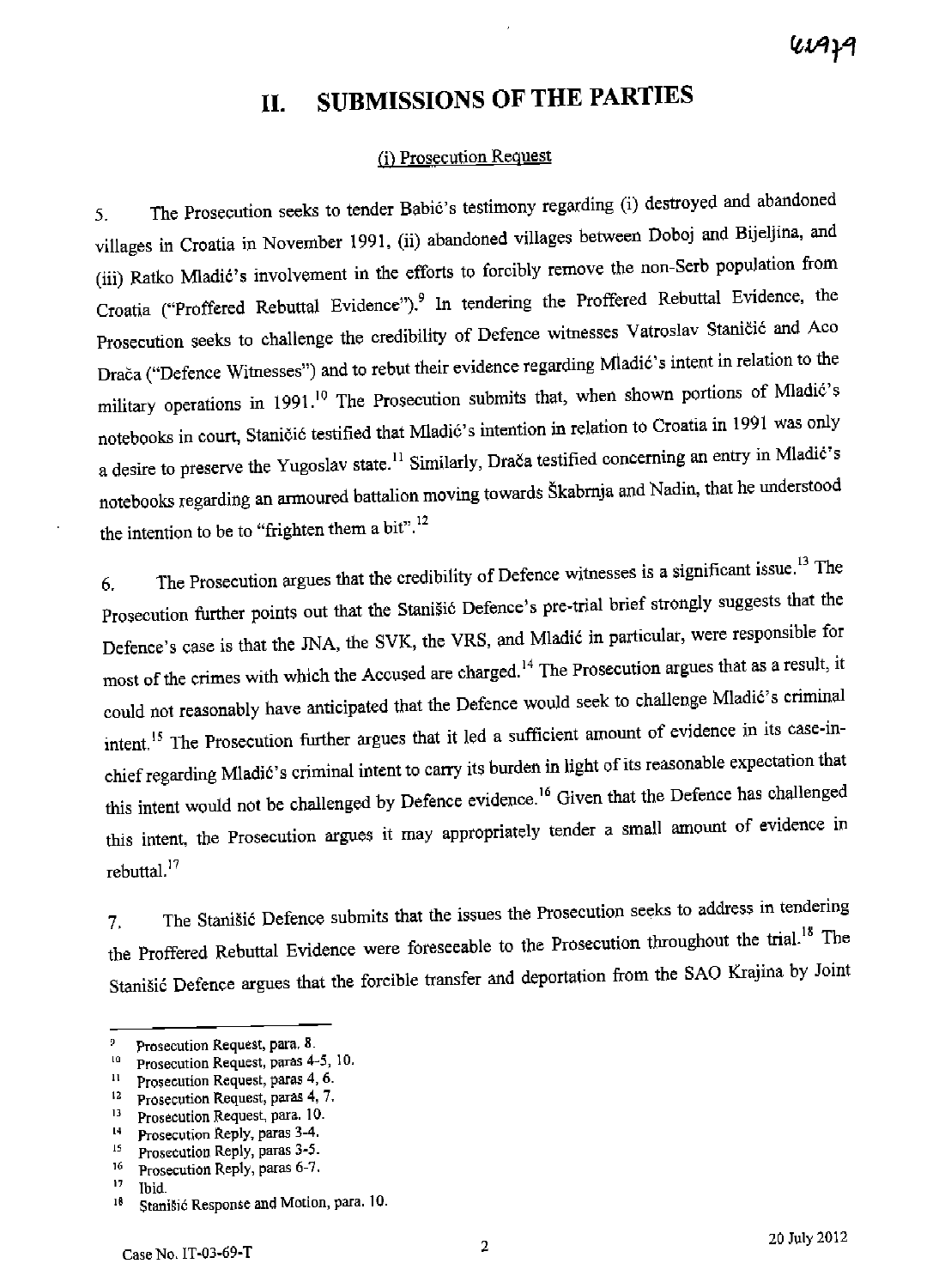# II. SUBMISSIONS OF THE PARTIES

(i) Prosecution Request

5. The Prosecution seeks to tender Babić's testimony regarding (i) destroyed and abandoned villages in Croatia in November 1991, (ii) abandoned villages between Doboj and Bijeljina, and (iii) Ratko Mladić's involvement in the efforts to forcibly remove the non-Serb population from Croatia ("Proffered Rebuttal Evidence").[9] In tendering the Proffered Rebuttal Evidence, the Prosecution seeks to challenge the credibility of Defence witnesses Vatroslav Staničić and Aco Drača ("Defence Witnesses") and to rebut their evidence regarding Mladić's intent in relation to the military operations in 1991.[10] The Prosecution submits that, when shown portions of Mladić's notebooks in court, Staničić testified that Mladić's intention in relation to Croatia in 1991 was only a desire to preserve the Yugoslav state.[11] Similarly, Drača testified concerning an entry in Mladić's notebooks regarding an armoured battalion moving towards Škabrnja and Nadin, that he understood the intention to be to "frighten them a bit".[12]

6. The Prosecution argues that the credibility of Defence witnesses is a significant issue.[13] The Prosecution further points out that the Stanišić Defence's pre-trial brief strongly suggests that the Defence's case is that the JNA, the SVK, the VRS, and Mladić in particular, were responsible for most of the crimes with which the Accused are charged.[14] The Prosecution argues that as a result, it could not reasonably have anticipated that the Defence would seek to challenge Mladić's criminal intent.[15] The Prosecution further argues that it led a sufficient amount of evidence in its case-in-chief regarding Mladić's criminal intent to carry its burden in light of its reasonable expectation that this intent would not be challenged by Defence evidence.[16] Given that the Defence has challenged this intent, the Prosecution argues it may appropriately tender a small amount of evidence in rebuttal.[17]

7. The Stanišić Defence submits that the issues the Prosecution seeks to address in tendering the Proffered Rebuttal Evidence were foreseeable to the Prosecution throughout the trial.[18] The Stanišić Defence argues that the forcible transfer and deportation from the SAO Krajina by Joint

---

[9] Prosecution Request, para. 8.
[10] Prosecution Request, paras 4-5, 10.
[11] Prosecution Request, paras 4, 6.
[12] Prosecution Request, paras 4, 7.
[13] Prosecution Request, para. 10.
[14] Prosecution Reply, paras 3-4.
[15] Prosecution Reply, paras 3-5.
[16] Prosecution Reply, paras 6-7.
[17] Ibid.
[18] Stanišić Response and Motion, para. 10.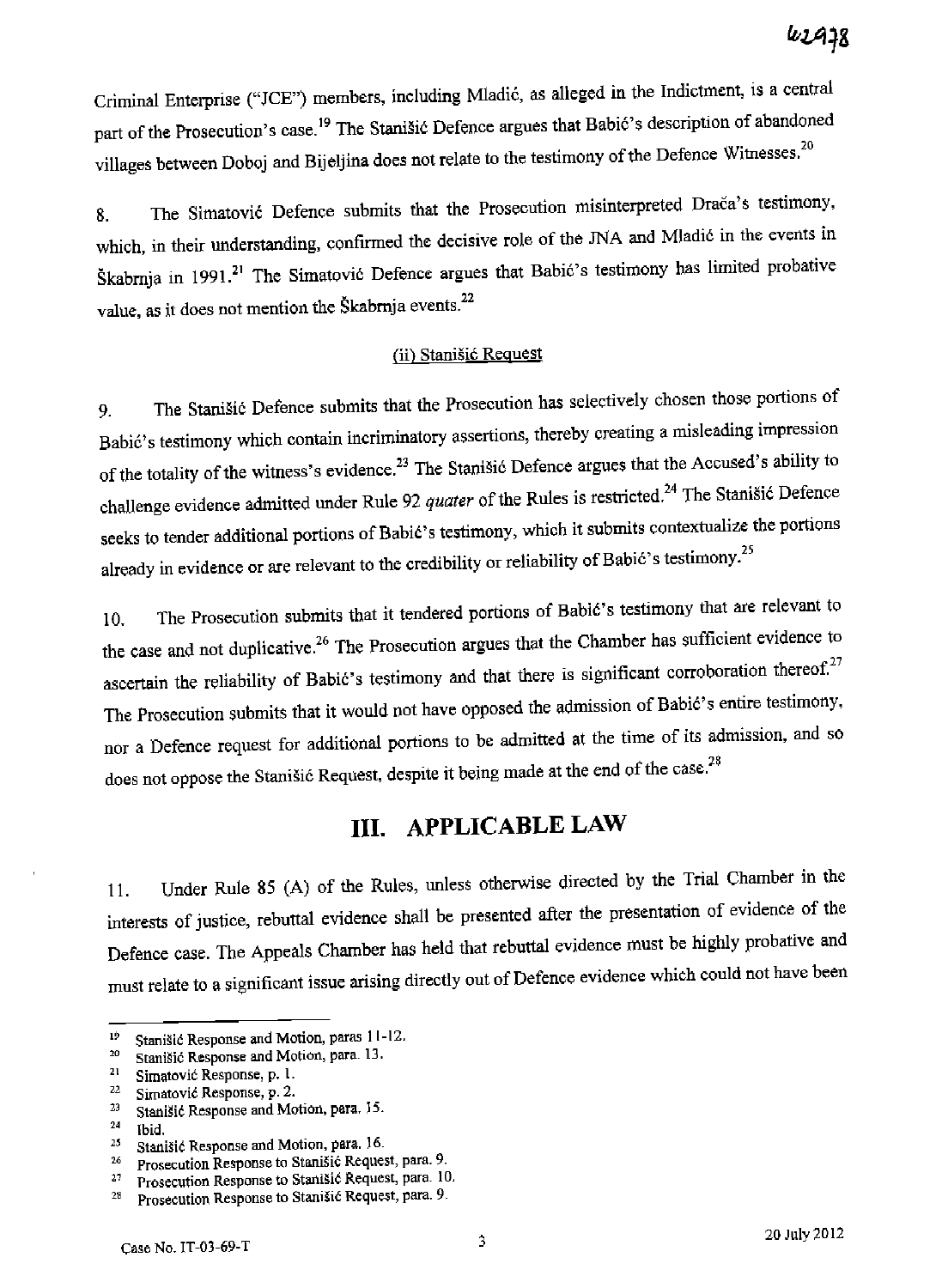Criminal Enterprise ("JCE") members, including Mladić, as alleged in the Indictment, is a central part of the Prosecution's case.[19] The Stanišić Defence argues that Babić's description of abandoned villages between Doboj and Bijeljina does not relate to the testimony of the Defence Witnesses.[20]

8. The Simatović Defence submits that the Prosecution misinterpreted Drača's testimony, which, in their understanding, confirmed the decisive role of the JNA and Mladić in the events in Škabrnja in 1991.[21] The Simatović Defence argues that Babić's testimony has limited probative value, as it does not mention the Škabrnja events.[22]

(ii) Stanišić Request

9. The Stanišić Defence submits that the Prosecution has selectively chosen those portions of Babić's testimony which contain incriminatory assertions, thereby creating a misleading impression of the totality of the witness's evidence.[23] The Stanišić Defence argues that the Accused's ability to challenge evidence admitted under Rule 92 *quater* of the Rules is restricted.[24] The Stanišić Defence seeks to tender additional portions of Babić's testimony, which it submits contextualize the portions already in evidence or are relevant to the credibility or reliability of Babić's testimony.[25]

10. The Prosecution submits that it tendered portions of Babić's testimony that are relevant to the case and not duplicative.[26] The Prosecution argues that the Chamber has sufficient evidence to ascertain the reliability of Babić's testimony and that there is significant corroboration thereof.[27] The Prosecution submits that it would not have opposed the admission of Babić's entire testimony, nor a Defence request for additional portions to be admitted at the time of its admission, and so does not oppose the Stanišić Request, despite it being made at the end of the case.[28]

# III. APPLICABLE LAW

11. Under Rule 85 (A) of the Rules, unless otherwise directed by the Trial Chamber in the interests of justice, rebuttal evidence shall be presented after the presentation of evidence of the Defence case. The Appeals Chamber has held that rebuttal evidence must be highly probative and must relate to a significant issue arising directly out of Defence evidence which could not have been

---

[19] Stanišić Response and Motion, paras 11-12.
[20] Stanišić Response and Motion, para. 13.
[21] Simatović Response, p. 1.
[22] Simatović Response, p. 2.
[23] Stanišić Response and Motion, para. 15.
[24] Ibid.
[25] Stanišić Response and Motion, para. 16.
[26] Prosecution Response to Stanišić Request, para. 9.
[27] Prosecution Response to Stanišić Request, para. 10.
[28] Prosecution Response to Stanišić Request, para. 9.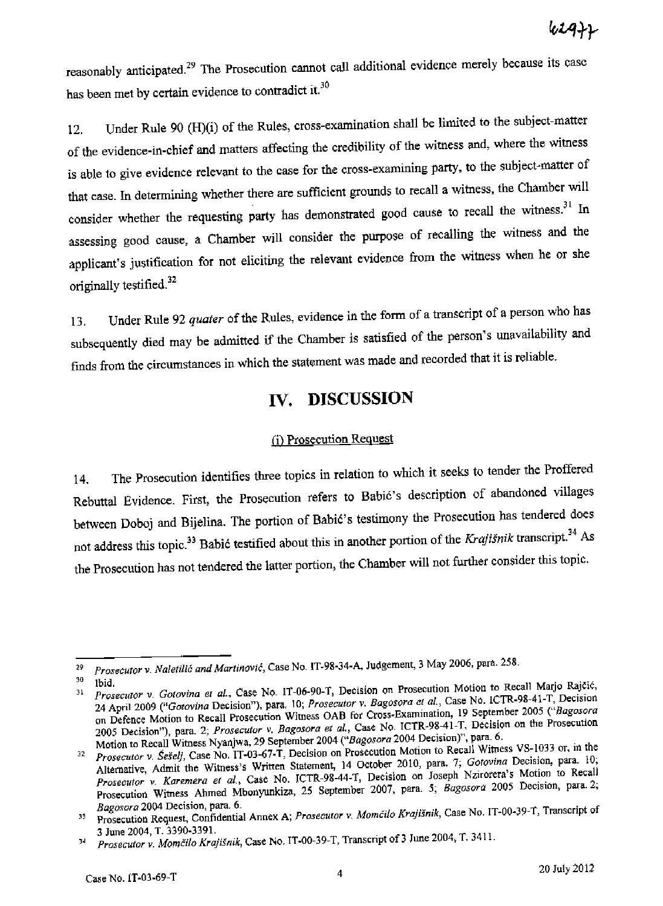reasonably anticipated.[29] The Prosecution cannot call additional evidence merely because its case has been met by certain evidence to contradict it.[30]

12. Under Rule 90 (H)(i) of the Rules, cross-examination shall be limited to the subject-matter of the evidence-in-chief and matters affecting the credibility of the witness and, where the witness is able to give evidence relevant to the case for the cross-examining party, to the subject-matter of that case. In determining whether there are sufficient grounds to recall a witness, the Chamber will consider whether the requesting party has demonstrated good cause to recall the witness.[31] In assessing good cause, a Chamber will consider the purpose of recalling the witness and the applicant's justification for not eliciting the relevant evidence from the witness when he or she originally testified.[32]

13. Under Rule 92 *quater* of the Rules, evidence in the form of a transcript of a person who has subsequently died may be admitted if the Chamber is satisfied of the person's unavailability and finds from the circumstances in which the statement was made and recorded that it is reliable.

# IV. DISCUSSION

## (i) Prosecution Request

14. The Prosecution identifies three topics in relation to which it seeks to tender the Proffered Rebuttal Evidence. First, the Prosecution refers to Babić's description of abandoned villages between Doboj and Bijelina. The portion of Babić's testimony the Prosecution has tendered does not address this topic.[33] Babić testified about this in another portion of the *Krajišnik* transcript.[34] As the Prosecution has not tendered the latter portion, the Chamber will not further consider this topic.

---

[29] *Prosecutor v. Naletilić and Martinović*, Case No. IT-98-34-A, Judgement, 3 May 2006, para. 258.

[30] Ibid.

[31] *Prosecutor v. Gotovina et al.*, Case No. IT-06-90-T, Decision on Prosecution Motion to Recall Marjo Rajčić, 24 April 2009 ("*Gotovina* Decision"), para. 10; *Prosecutor v. Bagosora et al.*, Case No. ICTR-98-41-T, Decision on Defence Motion to Recall Prosecution Witness OAB for Cross-Examination, 19 September 2005 ("*Bagosora* 2005 Decision"), para. 2; *Prosecutor v. Bagosora et al.*, Case No. ICTR-98-41-T, Decision on the Prosecution Motion to Recall Witness Nyanjwa, 29 September 2004 ("*Bagosora* 2004 Decision)", para. 6.

[32] *Prosecutor v. Šešelj*, Case No. IT-03-67-T, Decision on Prosecution Motion to Recall Witness VS-1033 or, in the Alternative, Admit the Witness's Written Statement, 14 October 2010, para. 7; *Gotovina* Decision, para. 10; *Prosecutor v. Karemera et al.*, Case No. ICTR-98-44-T, Decision on Joseph Nzirorera's Motion to Recall Prosecution Witness Ahmed Mbonyunkiza, 25 September 2007, para. 5; *Bagosora* 2005 Decision, para. 2; *Bagosora* 2004 Decision, para. 6.

[33] Prosecution Request, Confidential Annex A; *Prosecutor v. Momčilo Krajišnik*, Case No. IT-00-39-T, Transcript of 3 June 2004, T. 3390-3391.

[34] *Prosecutor v. Momčilo Krajišnik*, Case No. IT-00-39-T, Transcript of 3 June 2004, T. 3411.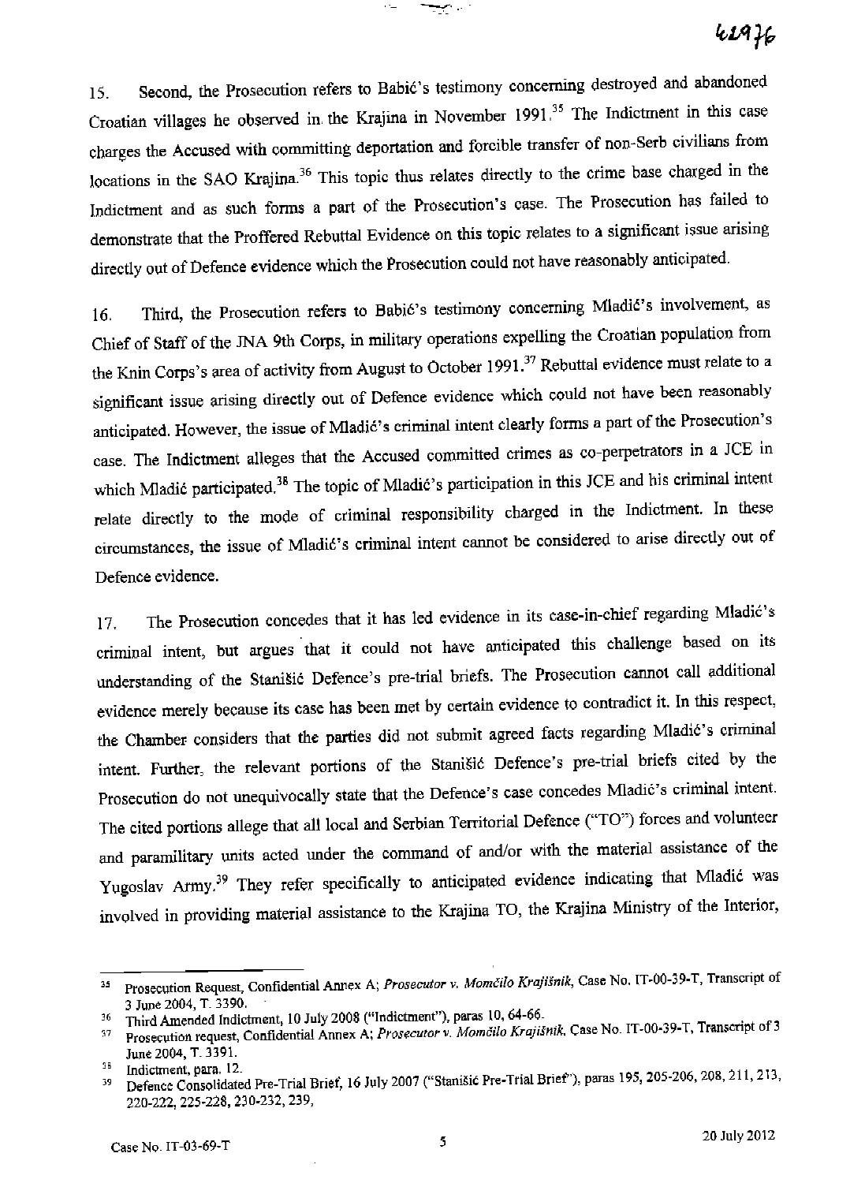15. Second, the Prosecution refers to Babić's testimony concerning destroyed and abandoned Croatian villages he observed in the Krajina in November 1991.[35] The Indictment in this case charges the Accused with committing deportation and forcible transfer of non-Serb civilians from locations in the SAO Krajina.[36] This topic thus relates directly to the crime base charged in the Indictment and as such forms a part of the Prosecution's case. The Prosecution has failed to demonstrate that the Proffered Rebuttal Evidence on this topic relates to a significant issue arising directly out of Defence evidence which the Prosecution could not have reasonably anticipated.

16. Third, the Prosecution refers to Babić's testimony concerning Mladić's involvement, as Chief of Staff of the JNA 9th Corps, in military operations expelling the Croatian population from the Knin Corps's area of activity from August to October 1991.[37] Rebuttal evidence must relate to a significant issue arising directly out of Defence evidence which could not have been reasonably anticipated. However, the issue of Mladić's criminal intent clearly forms a part of the Prosecution's case. The Indictment alleges that the Accused committed crimes as co-perpetrators in a JCE in which Mladić participated.[38] The topic of Mladić's participation in this JCE and his criminal intent relate directly to the mode of criminal responsibility charged in the Indictment. In these circumstances, the issue of Mladić's criminal intent cannot be considered to arise directly out of Defence evidence.

17. The Prosecution concedes that it has led evidence in its case-in-chief regarding Mladić's criminal intent, but argues that it could not have anticipated this challenge based on its understanding of the Stanišić Defence's pre-trial briefs. The Prosecution cannot call additional evidence merely because its case has been met by certain evidence to contradict it. In this respect, the Chamber considers that the parties did not submit agreed facts regarding Mladić's criminal intent. Further, the relevant portions of the Stanišić Defence's pre-trial briefs cited by the Prosecution do not unequivocally state that the Defence's case concedes Mladić's criminal intent. The cited portions allege that all local and Serbian Territorial Defence ("TO") forces and volunteer and paramilitary units acted under the command of and/or with the material assistance of the Yugoslav Army.[39] They refer specifically to anticipated evidence indicating that Mladić was involved in providing material assistance to the Krajina TO, the Krajina Ministry of the Interior,

---

[35] Prosecution Request, Confidential Annex A; *Prosecutor v. Momčilo Krajišnik*, Case No. IT-00-39-T, Transcript of 3 June 2004, T. 3390.

[36] Third Amended Indictment, 10 July 2008 ("Indictment"), paras 10, 64-66.

[37] Prosecution request, Confidential Annex A; *Prosecutor v. Momčilo Krajišnik*, Case No. IT-00-39-T, Transcript of 3 June 2004, T. 3391.

[38] Indictment, para. 12.

[39] Defence Consolidated Pre-Trial Brief, 16 July 2007 ("Stanišić Pre-Trial Brief"), paras 195, 205-206, 208, 211, 213, 220-222, 225-228, 230-232, 239,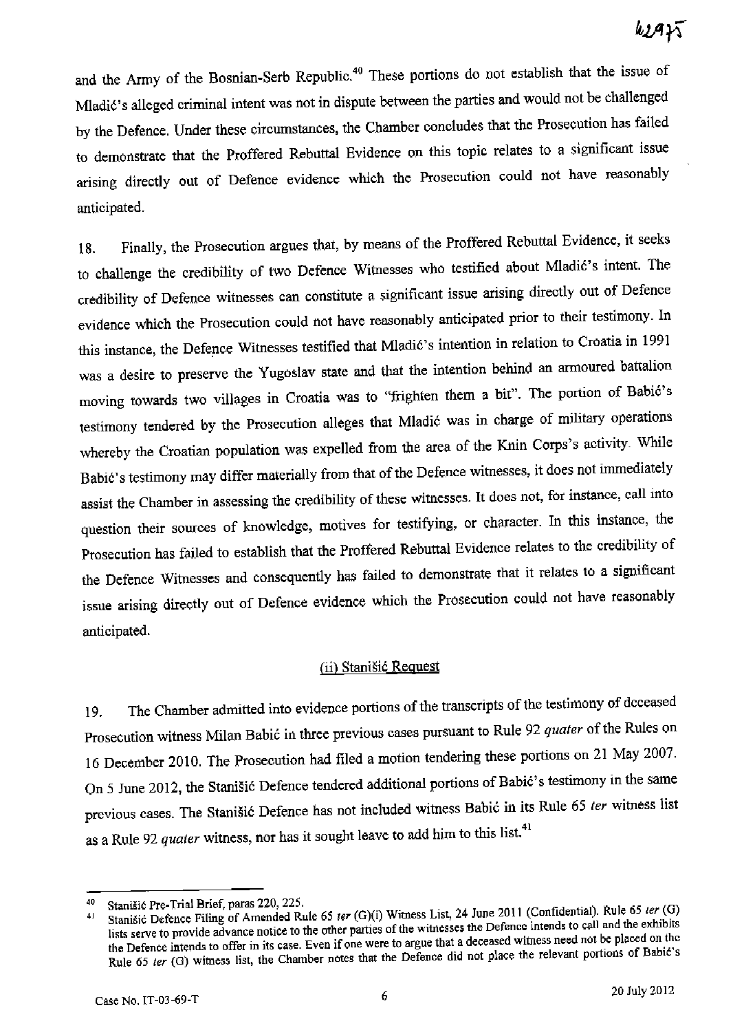and the Army of the Bosnian-Serb Republic.[40] These portions do not establish that the issue of Mladić's alleged criminal intent was not in dispute between the parties and would not be challenged by the Defence. Under these circumstances, the Chamber concludes that the Prosecution has failed to demonstrate that the Proffered Rebuttal Evidence on this topic relates to a significant issue arising directly out of Defence evidence which the Prosecution could not have reasonably anticipated.

18. Finally, the Prosecution argues that, by means of the Proffered Rebuttal Evidence, it seeks to challenge the credibility of two Defence Witnesses who testified about Mladić's intent. The credibility of Defence witnesses can constitute a significant issue arising directly out of Defence evidence which the Prosecution could not have reasonably anticipated prior to their testimony. In this instance, the Defence Witnesses testified that Mladić's intention in relation to Croatia in 1991 was a desire to preserve the Yugoslav state and that the intention behind an armoured battalion moving towards two villages in Croatia was to "frighten them a bit". The portion of Babić's testimony tendered by the Prosecution alleges that Mladić was in charge of military operations whereby the Croatian population was expelled from the area of the Knin Corps's activity. While Babić's testimony may differ materially from that of the Defence witnesses, it does not immediately assist the Chamber in assessing the credibility of these witnesses. It does not, for instance, call into question their sources of knowledge, motives for testifying, or character. In this instance, the Prosecution has failed to establish that the Proffered Rebuttal Evidence relates to the credibility of the Defence Witnesses and consequently has failed to demonstrate that it relates to a significant issue arising directly out of Defence evidence which the Prosecution could not have reasonably anticipated.

### (ii) Stanišić Request

19. The Chamber admitted into evidence portions of the transcripts of the testimony of deceased Prosecution witness Milan Babić in three previous cases pursuant to Rule 92 *quater* of the Rules on 16 December 2010. The Prosecution had filed a motion tendering these portions on 21 May 2007. On 5 June 2012, the Stanišić Defence tendered additional portions of Babić's testimony in the same previous cases. The Stanišić Defence has not included witness Babić in its Rule 65 *ter* witness list as a Rule 92 *quater* witness, nor has it sought leave to add him to this list.[41]

---

[40] Stanišić Pre-Trial Brief, paras 220, 225.

[41] Stanišić Defence Filing of Amended Rule 65 *ter* (G)(i) Witness List, 24 June 2011 (Confidential). Rule 65 *ter* (G) lists serve to provide advance notice to the other parties of the witnesses the Defence intends to call and the exhibits the Defence intends to offer in its case. Even if one were to argue that a deceased witness need not be placed on the Rule 65 *ter* (G) witness list, the Chamber notes that the Defence did not place the relevant portions of Babić's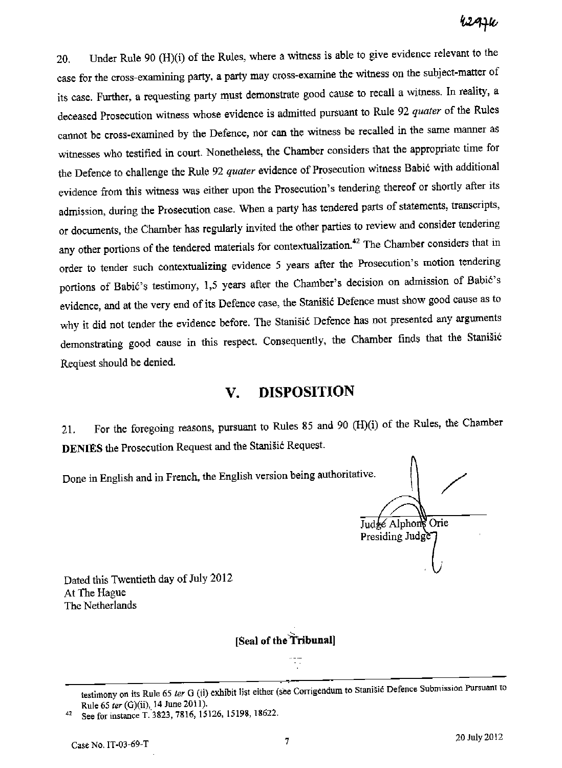20. Under Rule 90 (H)(i) of the Rules, where a witness is able to give evidence relevant to the case for the cross-examining party, a party may cross-examine the witness on the subject-matter of its case. Further, a requesting party must demonstrate good cause to recall a witness. In reality, a deceased Prosecution witness whose evidence is admitted pursuant to Rule 92 *quater* of the Rules cannot be cross-examined by the Defence, nor can the witness be recalled in the same manner as witnesses who testified in court. Nonetheless, the Chamber considers that the appropriate time for the Defence to challenge the Rule 92 *quater* evidence of Prosecution witness Babić with additional evidence from this witness was either upon the Prosecution's tendering thereof or shortly after its admission, during the Prosecution case. When a party has tendered parts of statements, transcripts, or documents, the Chamber has regularly invited the other parties to review and consider tendering any other portions of the tendered materials for contextualization.[42] The Chamber considers that in order to tender such contextualizing evidence 5 years after the Prosecution's motion tendering portions of Babić's testimony, 1,5 years after the Chamber's decision on admission of Babić's evidence, and at the very end of its Defence case, the Stanišić Defence must show good cause as to why it did not tender the evidence before. The Stanišić Defence has not presented any arguments demonstrating good cause in this respect. Consequently, the Chamber finds that the Stanišić Request should be denied.

## V. DISPOSITION

21. For the foregoing reasons, pursuant to Rules 85 and 90 (H)(i) of the Rules, the Chamber **DENIES** the Prosecution Request and the Stanišić Request.

Done in English and in French, the English version being authoritative.

Judge Alphons Orie
Presiding Judge

Dated this Twentieth day of July 2012
At The Hague
The Netherlands

**[Seal of the Tribunal]**

---

testimony on its Rule 65 *ter* G (ii) exhibit list either (see Corrigendum to Stanišić Defence Submission Pursuant to Rule 65 *ter* (G)(ii), 14 June 2011).

42 See for instance T. 3823, 7816, 15126, 15198, 18622.